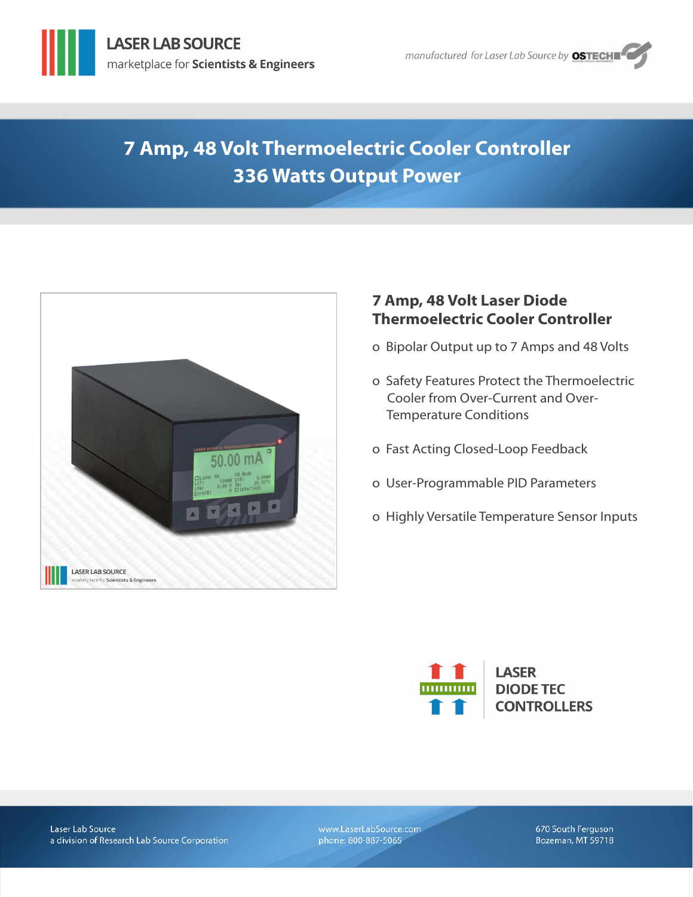LASER LAB SOURCE
marketplace for **Scientists & Engineers**

*manufactured for Laser Lab Source by* OSTECH

# 7 Amp, 48 Volt Thermoelectric Cooler Controller
# 336 Watts Output Power

## 7 Amp, 48 Volt Laser Diode Thermoelectric Cooler Controller

- Bipolar Output up to 7 Amps and 48 Volts
- Safety Features Protect the Thermoelectric Cooler from Over-Current and Over-Temperature Conditions
- Fast Acting Closed-Loop Feedback
- User-Programmable PID Parameters
- Highly Versatile Temperature Sensor Inputs

LASER DIODE TEC CONTROLLERS

Laser Lab Source
a division of Research Lab Source Corporation

www.LaserLabSource.com
phone: 800-887-5065

670 South Ferguson
Bozeman, MT 59718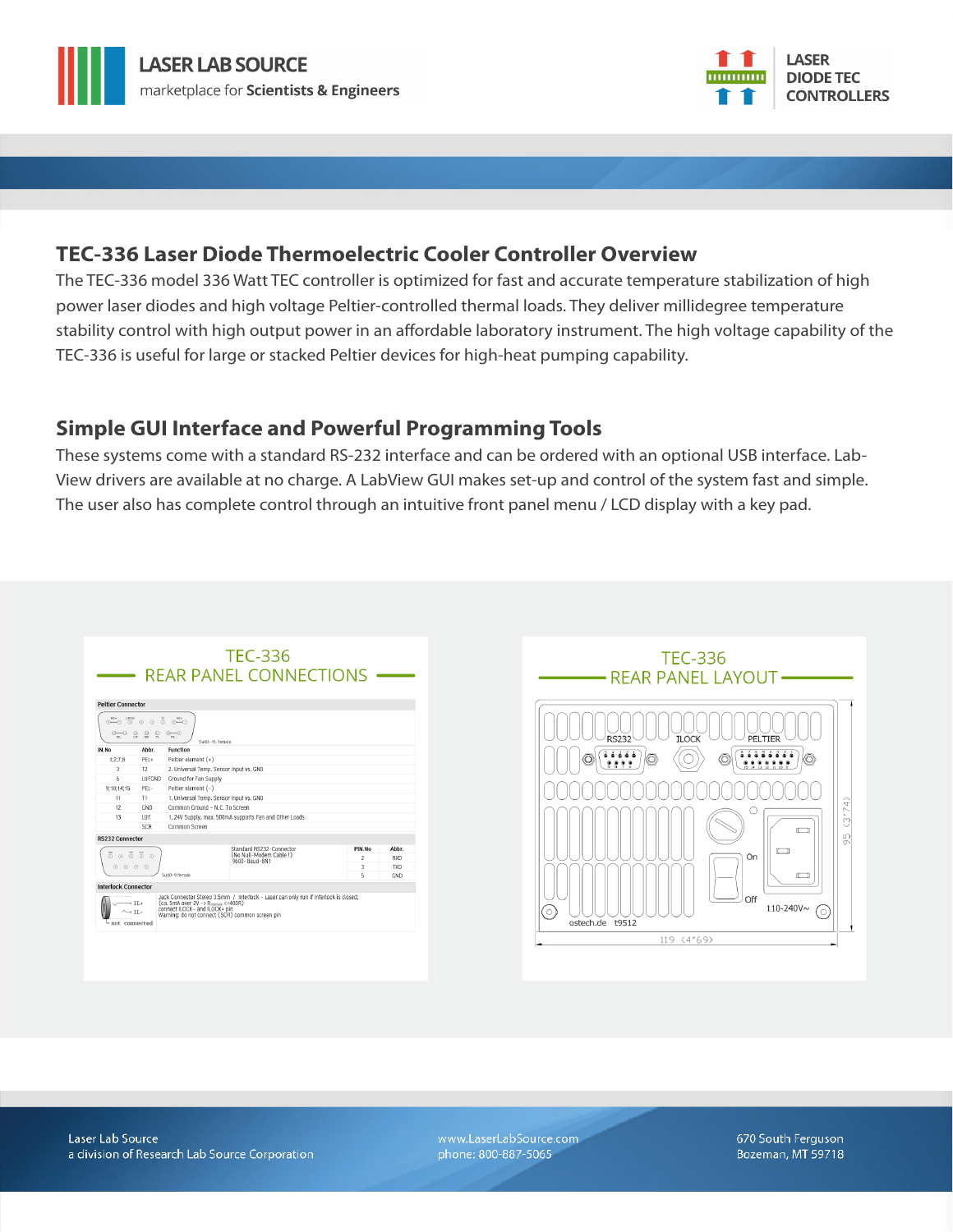## TEC-336 Laser Diode Thermoelectric Cooler Controller Overview

The TEC-336 model 336 Watt TEC controller is optimized for fast and accurate temperature stabilization of high power laser diodes and high voltage Peltier-controlled thermal loads. They deliver millidegree temperature stability control with high output power in an affordable laboratory instrument. The high voltage capability of the TEC-336 is useful for large or stacked Peltier devices for high-heat pumping capability.

## Simple GUI Interface and Powerful Programming Tools

These systems come with a standard RS-232 interface and can be ordered with an optional USB interface. Lab-View drivers are available at no charge. A LabView GUI makes set-up and control of the system fast and simple. The user also has complete control through an intuitive front panel menu / LCD display with a key pad.

### TEC-336 REAR PANEL CONNECTIONS

**Peltier Connector** (SubD-15, female)

| IN.No | Abbr. | Function |
|---|---|---|
| 1;2;7;8 | PEL+ | Peltier element (+) |
| 3 | T2 | 2. Universal Temp. Sensor Input vs. GND |
| 6 | LUFGND | Ground for Fan Supply |
| 9;10;14;15 | PEL- | Peltier element (-) |
| 11 | T1 | 1. Universal Temp. Sensor Input vs. GND |
| 12 | GND | Common Ground - N.C. To Screen |
| 13 | LUF | 1..24V Supply, max. 500mA supports Fan and Other Loads |
| | SCR | Common Screen |

**RS232 Connector** (SubD-9 female)

Standard RS232-Connector (No Null-Modem Cable !) 9600-Baud-8N1

| PIN.No | Abbr. |
|---|---|
| 2 | RXD |
| 3 | TXD |
| 5 | GND |

**Interlock Connector**

Jack Connector Stereo 3.5mm / Interlock - Laser can only run if interlock is closed; (ca. 5mA over 2V -> $R_{contact}$ <400R) connect ILOCK- and ILOCK+ pin
Warning: do not connect (SCR) common screen pin

IL+, IL-, not connected

### TEC-336 REAR PANEL LAYOUT

RS232, ILOCK, PELTIER, On, Off, 110-240V~, ostech.de t9512

95 (3"74), 119 (4"69)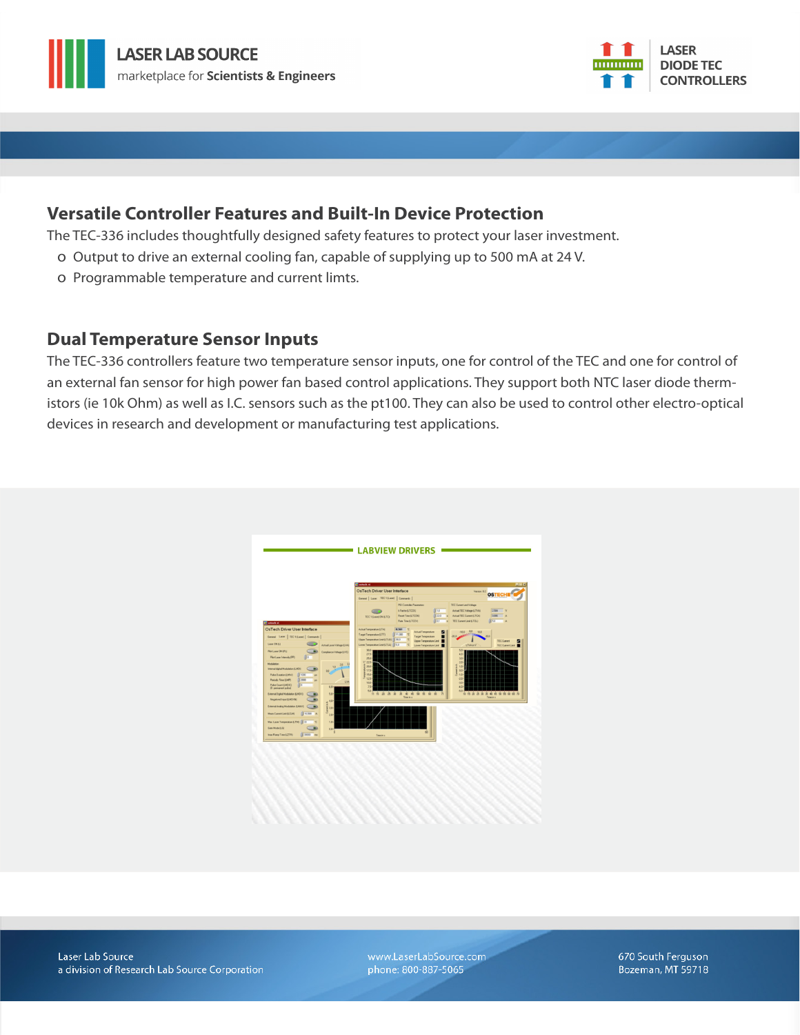## Versatile Controller Features and Built-In Device Protection

The TEC-336 includes thoughtfully designed safety features to protect your laser investment.

- Output to drive an external cooling fan, capable of supplying up to 500 mA at 24 V.
- Programmable temperature and current limts.

## Dual Temperature Sensor Inputs

The TEC-336 controllers feature two temperature sensor inputs, one for control of the TEC and one for control of an external fan sensor for high power fan based control applications. They support both NTC laser diode therm-istors (ie 10k Ohm) as well as I.C. sensors such as the pt100. They can also be used to control other electro-optical devices in research and development or manufacturing test applications.

LABVIEW DRIVERS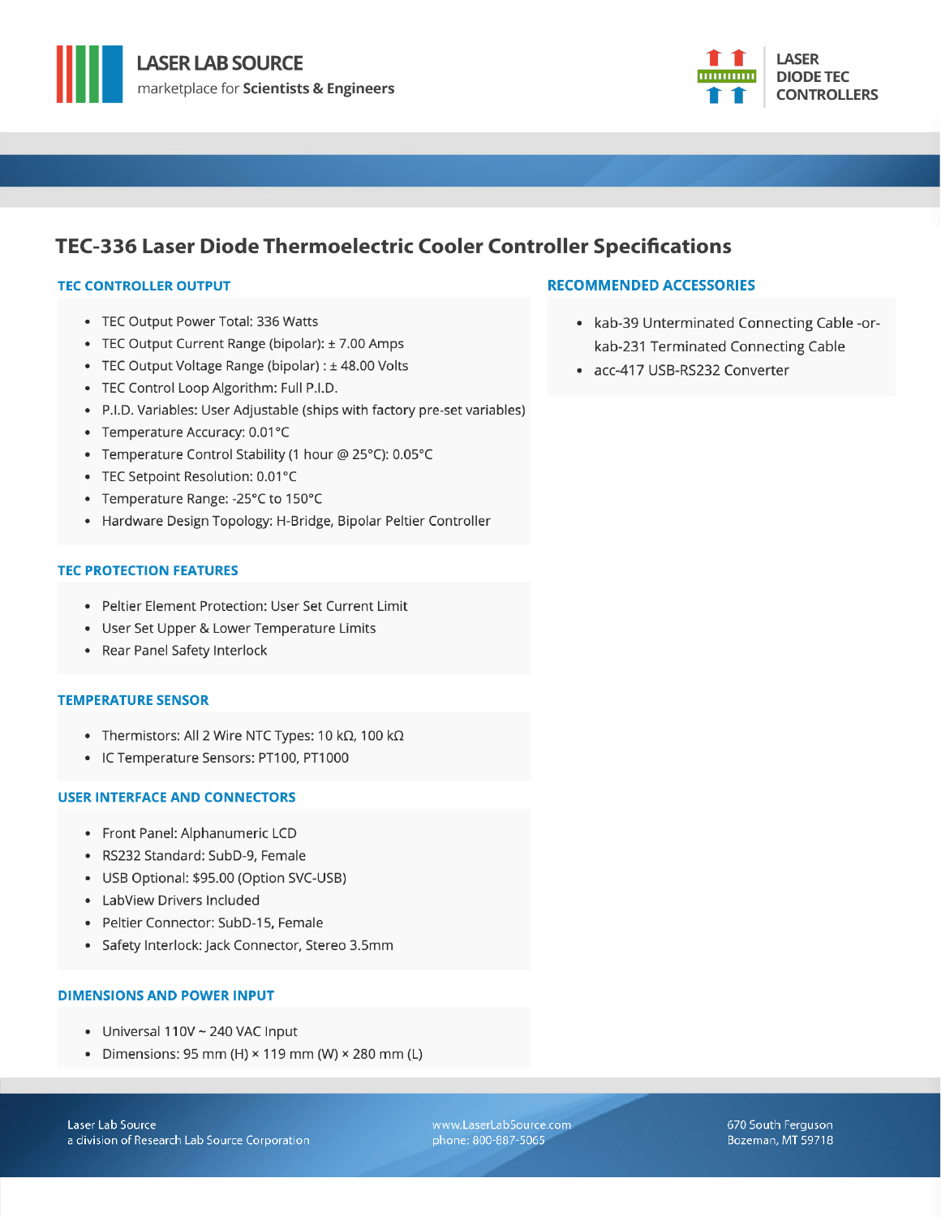# TEC-336 Laser Diode Thermoelectric Cooler Controller Specifications

## TEC CONTROLLER OUTPUT

- TEC Output Power Total: 336 Watts
- TEC Output Current Range (bipolar): ± 7.00 Amps
- TEC Output Voltage Range (bipolar) : ± 48.00 Volts
- TEC Control Loop Algorithm: Full P.I.D.
- P.I.D. Variables: User Adjustable (ships with factory pre-set variables)
- Temperature Accuracy: 0.01°C
- Temperature Control Stability (1 hour @ 25°C): 0.05°C
- TEC Setpoint Resolution: 0.01°C
- Temperature Range: -25°C to 150°C
- Hardware Design Topology: H-Bridge, Bipolar Peltier Controller

## TEC PROTECTION FEATURES

- Peltier Element Protection: User Set Current Limit
- User Set Upper & Lower Temperature Limits
- Rear Panel Safety Interlock

## TEMPERATURE SENSOR

- Thermistors: All 2 Wire NTC Types: 10 kΩ, 100 kΩ
- IC Temperature Sensors: PT100, PT1000

## USER INTERFACE AND CONNECTORS

- Front Panel: Alphanumeric LCD
- RS232 Standard: SubD-9, Female
- USB Optional: $95.00 (Option SVC-USB)
- LabView Drivers Included
- Peltier Connector: SubD-15, Female
- Safety Interlock: Jack Connector, Stereo 3.5mm

## DIMENSIONS AND POWER INPUT

- Universal 110V ~ 240 VAC Input
- Dimensions: 95 mm (H) × 119 mm (W) × 280 mm (L)

## RECOMMENDED ACCESSORIES

- kab-39 Unterminated Connecting Cable -or- kab-231 Terminated Connecting Cable
- acc-417 USB-RS232 Converter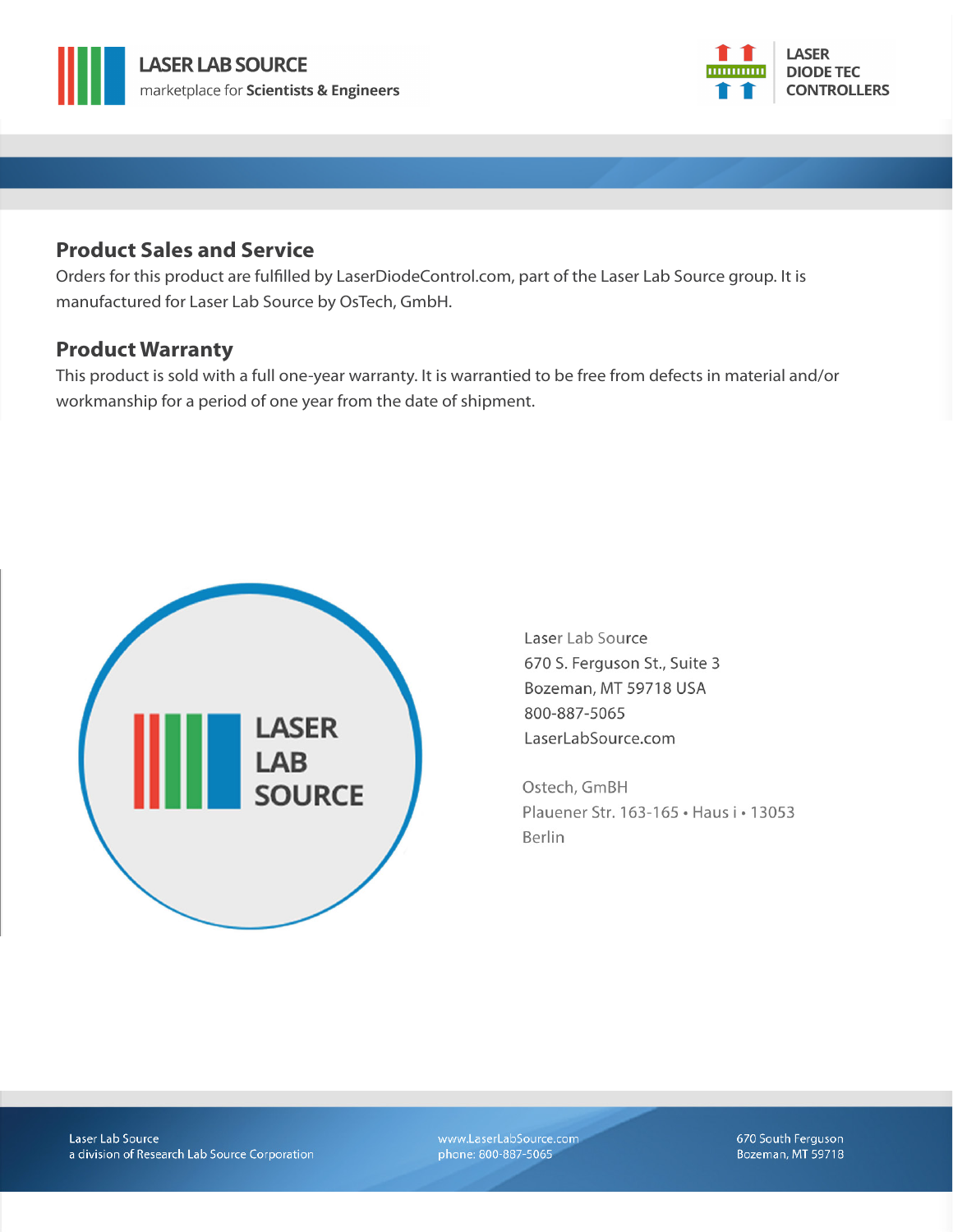## Product Sales and Service

Orders for this product are fulfilled by LaserDiodeControl.com, part of the Laser Lab Source group. It is manufactured for Laser Lab Source by OsTech, GmbH.

## Product Warranty

This product is sold with a full one-year warranty. It is warrantied to be free from defects in material and/or workmanship for a period of one year from the date of shipment.

Laser Lab Source
670 S. Ferguson St., Suite 3
Bozeman, MT 59718 USA
800-887-5065
LaserLabSource.com

Ostech, GmBH
Plauener Str. 163-165 • Haus i • 13053
Berlin